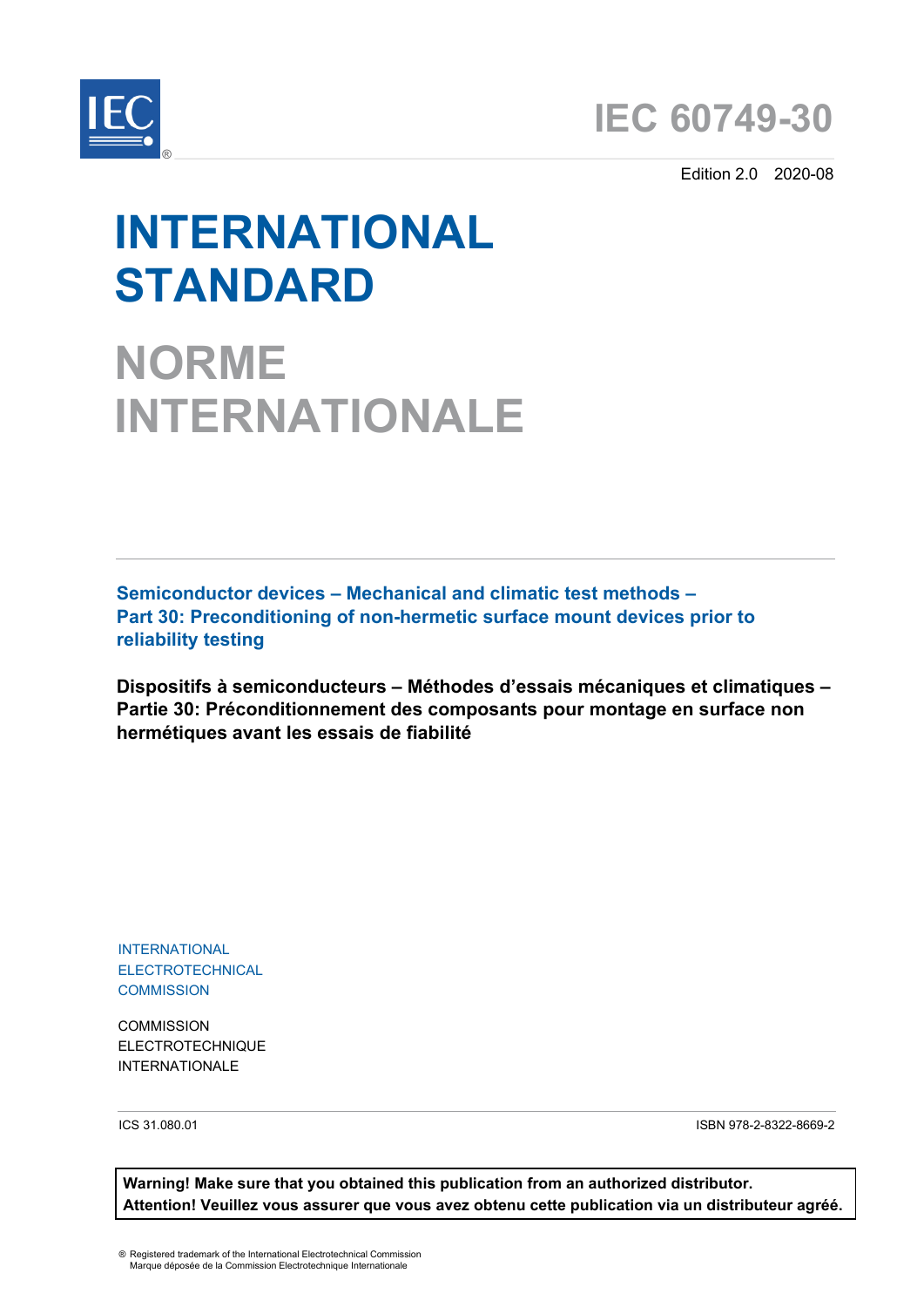# IEC 60749-30

Edition 2.0 2020-08

# INTERNATIONAL STANDARD

# NORME INTERNATIONALE

**Semiconductor devices – Mechanical and climatic test methods – Part 30: Preconditioning of non-hermetic surface mount devices prior to reliability testing**

**Dispositifs à semiconducteurs – Méthodes d'essais mécaniques et climatiques – Partie 30: Préconditionnement des composants pour montage en surface non hermétiques avant les essais de fiabilité**

INTERNATIONAL
ELECTROTECHNICAL
COMMISSION

COMMISSION
ELECTROTECHNIQUE
INTERNATIONALE

ICS 31.080.01

ISBN 978-2-8322-8669-2

**Warning! Make sure that you obtained this publication from an authorized distributor.**
**Attention! Veuillez vous assurer que vous avez obtenu cette publication via un distributeur agréé.**

® Registered trademark of the International Electrotechnical Commission
Marque déposée de la Commission Electrotechnique Internationale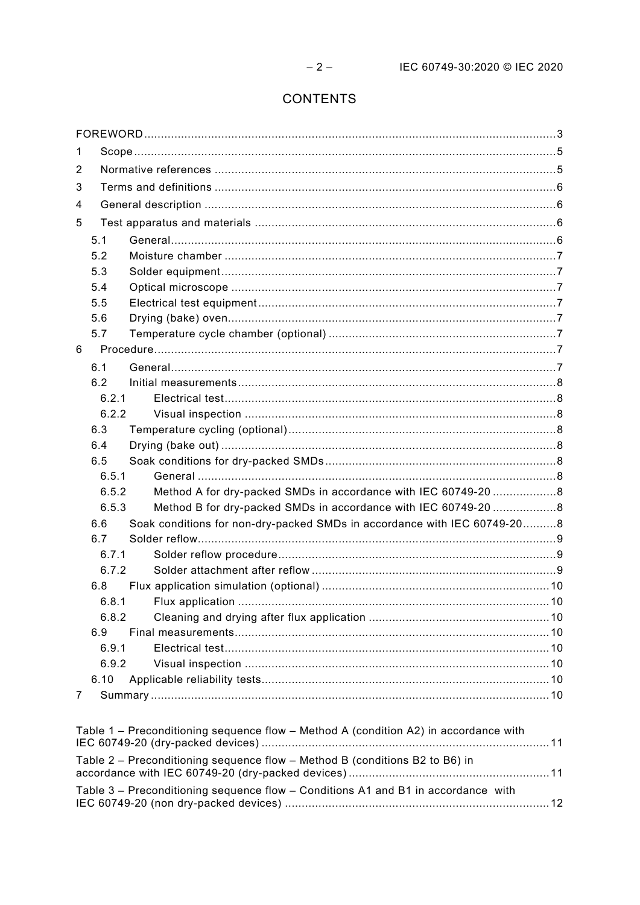# CONTENTS

FOREWORD .......... 3
1 Scope .......... 5
2 Normative references .......... 5
3 Terms and definitions .......... 6
4 General description .......... 6
5 Test apparatus and materials .......... 6
  5.1 General .......... 6
  5.2 Moisture chamber .......... 7
  5.3 Solder equipment .......... 7
  5.4 Optical microscope .......... 7
  5.5 Electrical test equipment .......... 7
  5.6 Drying (bake) oven .......... 7
  5.7 Temperature cycle chamber (optional) .......... 7
6 Procedure .......... 7
  6.1 General .......... 7
  6.2 Initial measurements .......... 8
    6.2.1 Electrical test .......... 8
    6.2.2 Visual inspection .......... 8
  6.3 Temperature cycling (optional) .......... 8
  6.4 Drying (bake out) .......... 8
  6.5 Soak conditions for dry-packed SMDs .......... 8
    6.5.1 General .......... 8
    6.5.2 Method A for dry-packed SMDs in accordance with IEC 60749-20 .......... 8
    6.5.3 Method B for dry-packed SMDs in accordance with IEC 60749-20 .......... 8
  6.6 Soak conditions for non-dry-packed SMDs in accordance with IEC 60749-20 .......... 8
  6.7 Solder reflow .......... 9
    6.7.1 Solder reflow procedure .......... 9
    6.7.2 Solder attachment after reflow .......... 9
  6.8 Flux application simulation (optional) .......... 10
    6.8.1 Flux application .......... 10
    6.8.2 Cleaning and drying after flux application .......... 10
  6.9 Final measurements .......... 10
    6.9.1 Electrical test .......... 10
    6.9.2 Visual inspection .......... 10
  6.10 Applicable reliability tests .......... 10
7 Summary .......... 10

Table 1 – Preconditioning sequence flow – Method A (condition A2) in accordance with IEC 60749-20 (dry-packed devices) .......... 11
Table 2 – Preconditioning sequence flow – Method B (conditions B2 to B6) in accordance with IEC 60749-20 (dry-packed devices) .......... 11
Table 3 – Preconditioning sequence flow – Conditions A1 and B1 in accordance with IEC 60749-20 (non dry-packed devices) .......... 12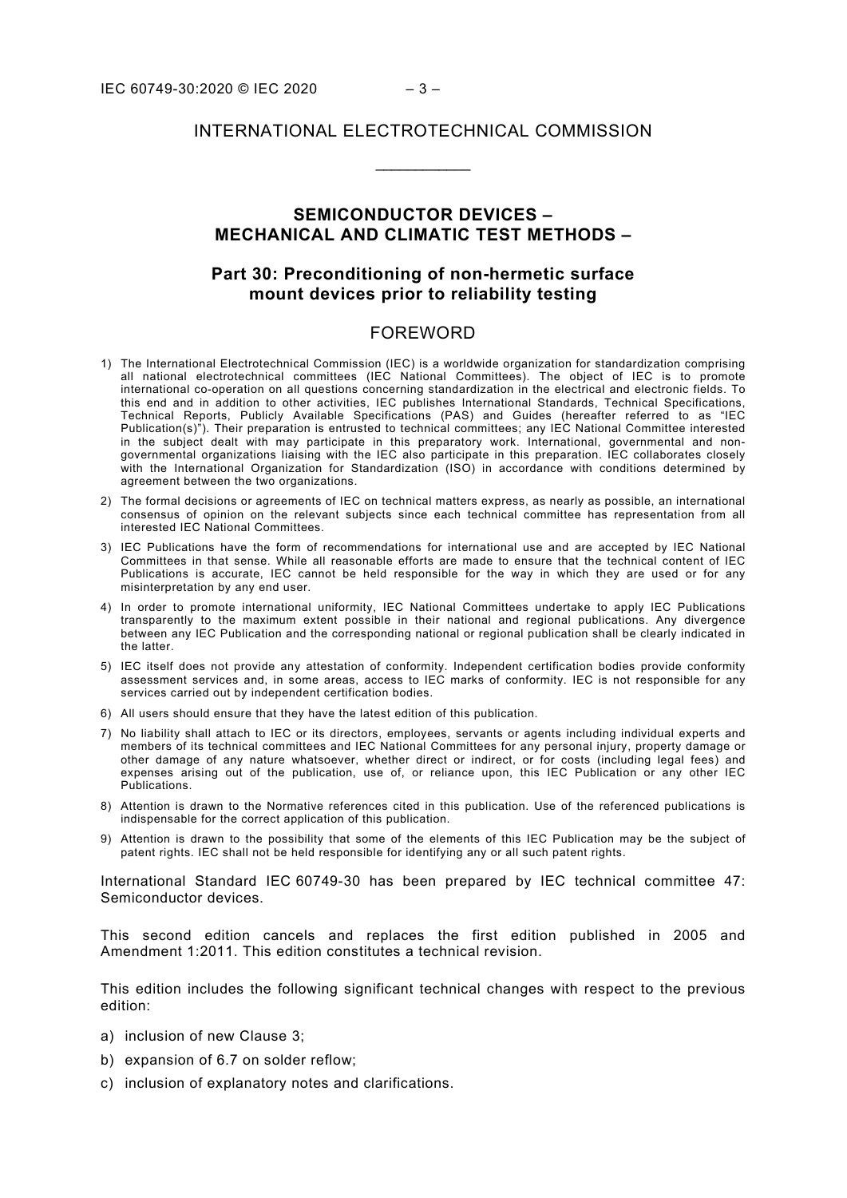INTERNATIONAL ELECTROTECHNICAL COMMISSION

____________

## SEMICONDUCTOR DEVICES – MECHANICAL AND CLIMATIC TEST METHODS –

## Part 30: Preconditioning of non-hermetic surface mount devices prior to reliability testing

# FOREWORD

1) The International Electrotechnical Commission (IEC) is a worldwide organization for standardization comprising all national electrotechnical committees (IEC National Committees). The object of IEC is to promote international co-operation on all questions concerning standardization in the electrical and electronic fields. To this end and in addition to other activities, IEC publishes International Standards, Technical Specifications, Technical Reports, Publicly Available Specifications (PAS) and Guides (hereafter referred to as "IEC Publication(s)"). Their preparation is entrusted to technical committees; any IEC National Committee interested in the subject dealt with may participate in this preparatory work. International, governmental and non-governmental organizations liaising with the IEC also participate in this preparation. IEC collaborates closely with the International Organization for Standardization (ISO) in accordance with conditions determined by agreement between the two organizations.
2) The formal decisions or agreements of IEC on technical matters express, as nearly as possible, an international consensus of opinion on the relevant subjects since each technical committee has representation from all interested IEC National Committees.
3) IEC Publications have the form of recommendations for international use and are accepted by IEC National Committees in that sense. While all reasonable efforts are made to ensure that the technical content of IEC Publications is accurate, IEC cannot be held responsible for the way in which they are used or for any misinterpretation by any end user.
4) In order to promote international uniformity, IEC National Committees undertake to apply IEC Publications transparently to the maximum extent possible in their national and regional publications. Any divergence between any IEC Publication and the corresponding national or regional publication shall be clearly indicated in the latter.
5) IEC itself does not provide any attestation of conformity. Independent certification bodies provide conformity assessment services and, in some areas, access to IEC marks of conformity. IEC is not responsible for any services carried out by independent certification bodies.
6) All users should ensure that they have the latest edition of this publication.
7) No liability shall attach to IEC or its directors, employees, servants or agents including individual experts and members of its technical committees and IEC National Committees for any personal injury, property damage or other damage of any nature whatsoever, whether direct or indirect, or for costs (including legal fees) and expenses arising out of the publication, use of, or reliance upon, this IEC Publication or any other IEC Publications.
8) Attention is drawn to the Normative references cited in this publication. Use of the referenced publications is indispensable for the correct application of this publication.
9) Attention is drawn to the possibility that some of the elements of this IEC Publication may be the subject of patent rights. IEC shall not be held responsible for identifying any or all such patent rights.

International Standard IEC 60749-30 has been prepared by IEC technical committee 47: Semiconductor devices.

This second edition cancels and replaces the first edition published in 2005 and Amendment 1:2011. This edition constitutes a technical revision.

This edition includes the following significant technical changes with respect to the previous edition:

a) inclusion of new Clause 3;
b) expansion of 6.7 on solder reflow;
c) inclusion of explanatory notes and clarifications.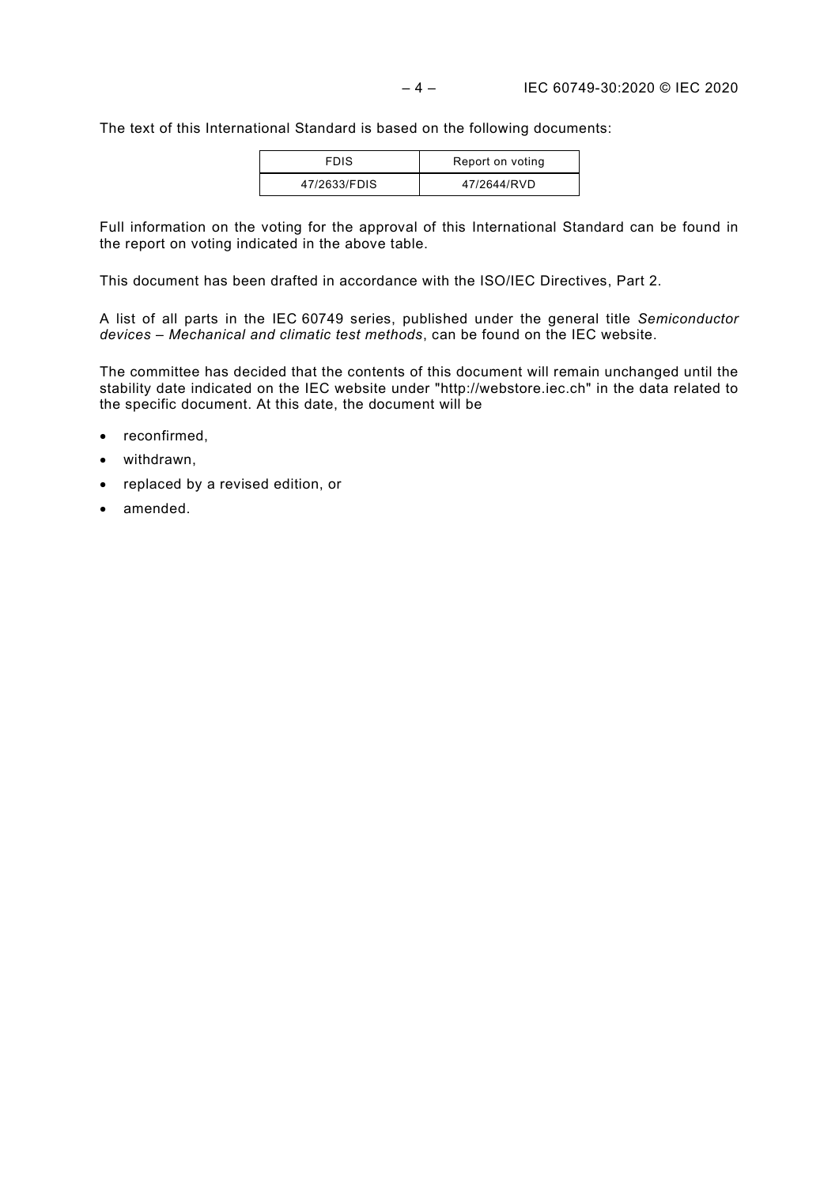The text of this International Standard is based on the following documents:

| FDIS | Report on voting |
| --- | --- |
| 47/2633/FDIS | 47/2644/RVD |

Full information on the voting for the approval of this International Standard can be found in the report on voting indicated in the above table.

This document has been drafted in accordance with the ISO/IEC Directives, Part 2.

A list of all parts in the IEC 60749 series, published under the general title *Semiconductor devices – Mechanical and climatic test methods*, can be found on the IEC website.

The committee has decided that the contents of this document will remain unchanged until the stability date indicated on the IEC website under "http://webstore.iec.ch" in the data related to the specific document. At this date, the document will be

- reconfirmed,
- withdrawn,
- replaced by a revised edition, or
- amended.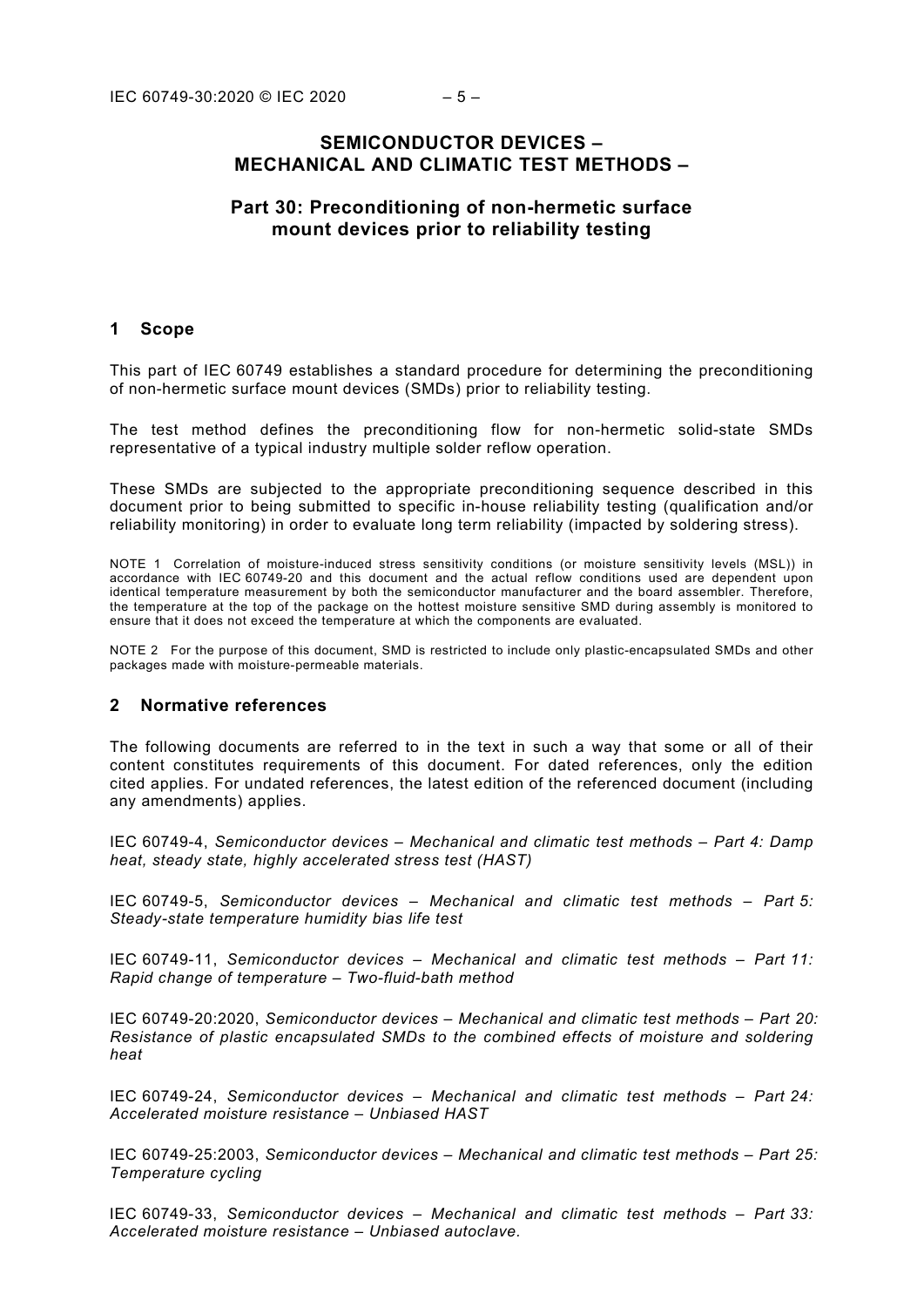# SEMICONDUCTOR DEVICES – MECHANICAL AND CLIMATIC TEST METHODS –

## Part 30: Preconditioning of non-hermetic surface mount devices prior to reliability testing

## 1 Scope

This part of IEC 60749 establishes a standard procedure for determining the preconditioning of non-hermetic surface mount devices (SMDs) prior to reliability testing.

The test method defines the preconditioning flow for non-hermetic solid-state SMDs representative of a typical industry multiple solder reflow operation.

These SMDs are subjected to the appropriate preconditioning sequence described in this document prior to being submitted to specific in-house reliability testing (qualification and/or reliability monitoring) in order to evaluate long term reliability (impacted by soldering stress).

NOTE 1 Correlation of moisture-induced stress sensitivity conditions (or moisture sensitivity levels (MSL)) in accordance with IEC 60749-20 and this document and the actual reflow conditions used are dependent upon identical temperature measurement by both the semiconductor manufacturer and the board assembler. Therefore, the temperature at the top of the package on the hottest moisture sensitive SMD during assembly is monitored to ensure that it does not exceed the temperature at which the components are evaluated.

NOTE 2 For the purpose of this document, SMD is restricted to include only plastic-encapsulated SMDs and other packages made with moisture-permeable materials.

## 2 Normative references

The following documents are referred to in the text in such a way that some or all of their content constitutes requirements of this document. For dated references, only the edition cited applies. For undated references, the latest edition of the referenced document (including any amendments) applies.

IEC 60749-4, *Semiconductor devices – Mechanical and climatic test methods – Part 4: Damp heat, steady state, highly accelerated stress test (HAST)*

IEC 60749-5, *Semiconductor devices – Mechanical and climatic test methods – Part 5: Steady-state temperature humidity bias life test*

IEC 60749-11, *Semiconductor devices – Mechanical and climatic test methods – Part 11: Rapid change of temperature – Two-fluid-bath method*

IEC 60749-20:2020, *Semiconductor devices – Mechanical and climatic test methods – Part 20: Resistance of plastic encapsulated SMDs to the combined effects of moisture and soldering heat*

IEC 60749-24, *Semiconductor devices – Mechanical and climatic test methods – Part 24: Accelerated moisture resistance – Unbiased HAST*

IEC 60749-25:2003, *Semiconductor devices – Mechanical and climatic test methods – Part 25: Temperature cycling*

IEC 60749-33, *Semiconductor devices – Mechanical and climatic test methods – Part 33: Accelerated moisture resistance – Unbiased autoclave.*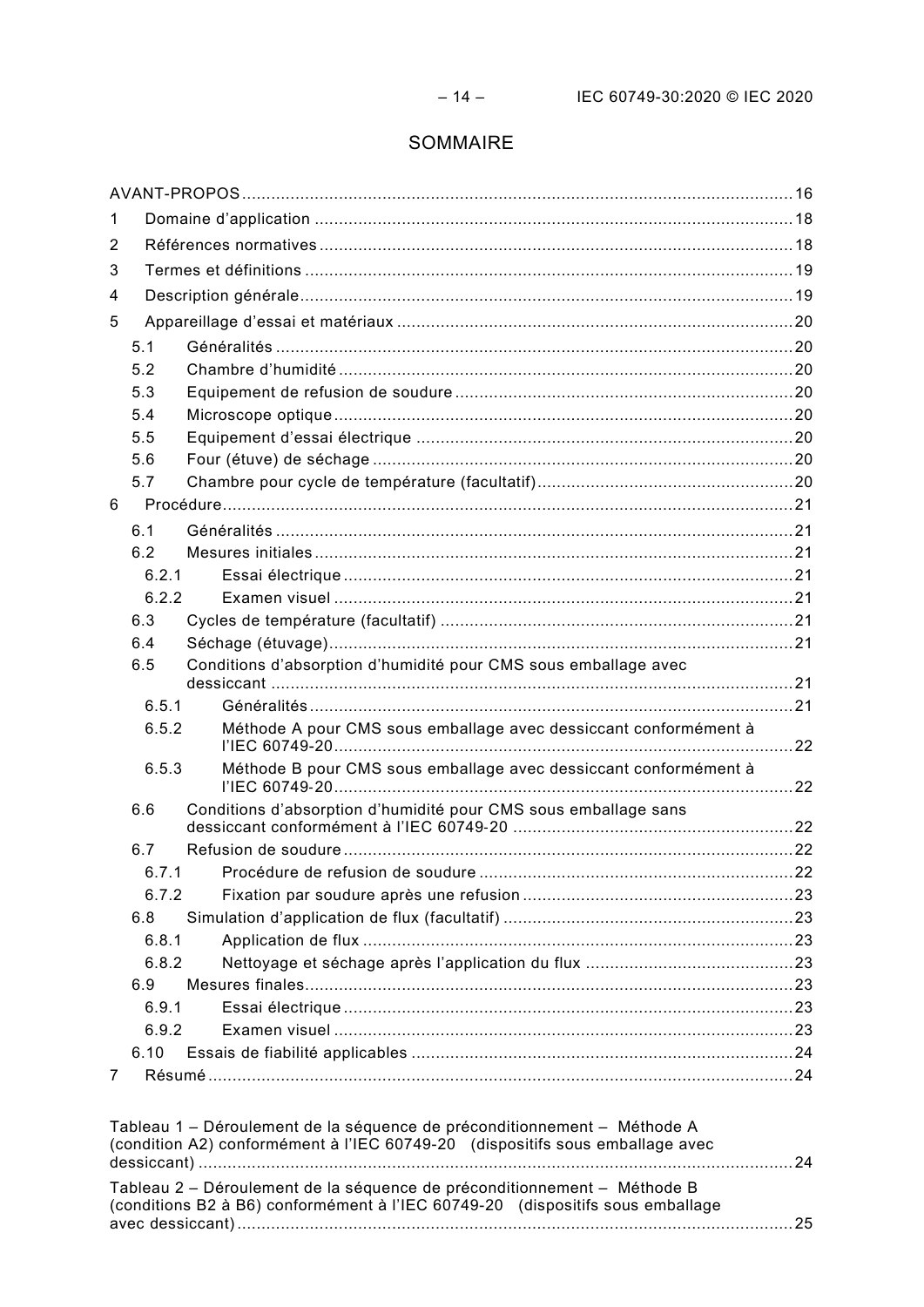# SOMMAIRE

AVANT-PROPOS ..... 16

1 Domaine d'application ..... 18

2 Références normatives ..... 18

3 Termes et définitions ..... 19

4 Description générale ..... 19

5 Appareillage d'essai et matériaux ..... 20

- 5.1 Généralités ..... 20
- 5.2 Chambre d'humidité ..... 20
- 5.3 Equipement de refusion de soudure ..... 20
- 5.4 Microscope optique ..... 20
- 5.5 Equipement d'essai électrique ..... 20
- 5.6 Four (étuve) de séchage ..... 20
- 5.7 Chambre pour cycle de température (facultatif) ..... 20

6 Procédure ..... 21

- 6.1 Généralités ..... 21
- 6.2 Mesures initiales ..... 21
  - 6.2.1 Essai électrique ..... 21
  - 6.2.2 Examen visuel ..... 21
- 6.3 Cycles de température (facultatif) ..... 21
- 6.4 Séchage (étuvage) ..... 21
- 6.5 Conditions d'absorption d'humidité pour CMS sous emballage avec dessiccant ..... 21
  - 6.5.1 Généralités ..... 21
  - 6.5.2 Méthode A pour CMS sous emballage avec dessiccant conformément à l'IEC 60749-20 ..... 22
  - 6.5.3 Méthode B pour CMS sous emballage avec dessiccant conformément à l'IEC 60749-20 ..... 22
- 6.6 Conditions d'absorption d'humidité pour CMS sous emballage sans dessiccant conformément à l'IEC 60749-20 ..... 22
- 6.7 Refusion de soudure ..... 22
  - 6.7.1 Procédure de refusion de soudure ..... 22
  - 6.7.2 Fixation par soudure après une refusion ..... 23
- 6.8 Simulation d'application de flux (facultatif) ..... 23
  - 6.8.1 Application de flux ..... 23
  - 6.8.2 Nettoyage et séchage après l'application du flux ..... 23
- 6.9 Mesures finales ..... 23
  - 6.9.1 Essai électrique ..... 23
  - 6.9.2 Examen visuel ..... 23
- 6.10 Essais de fiabilité applicables ..... 24

7 Résumé ..... 24

Tableau 1 – Déroulement de la séquence de préconditionnement – Méthode A (condition A2) conformément à l'IEC 60749-20 (dispositifs sous emballage avec dessiccant) ..... 24

Tableau 2 – Déroulement de la séquence de préconditionnement – Méthode B (conditions B2 à B6) conformément à l'IEC 60749-20 (dispositifs sous emballage avec dessiccant) ..... 25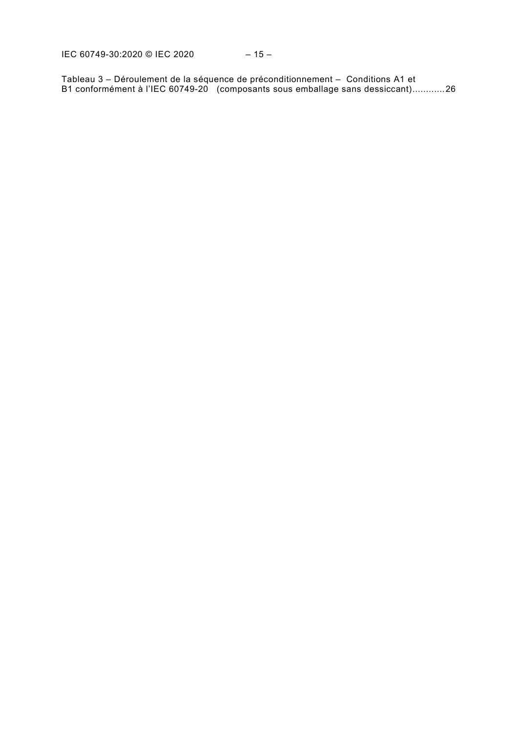Tableau 3 – Déroulement de la séquence de préconditionnement – Conditions A1 et B1 conformément à l'IEC 60749-20 (composants sous emballage sans dessiccant)............26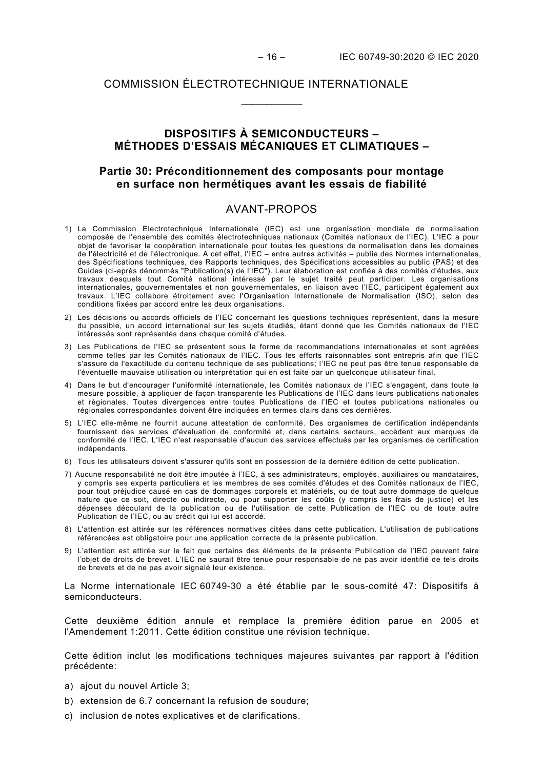COMMISSION ÉLECTROTECHNIQUE INTERNATIONALE

\_\_\_\_\_\_\_\_\_\_\_\_

# DISPOSITIFS À SEMICONDUCTEURS – MÉTHODES D'ESSAIS MÉCANIQUES ET CLIMATIQUES –

## Partie 30: Préconditionnement des composants pour montage en surface non hermétiques avant les essais de fiabilité

## AVANT-PROPOS

1) La Commission Electrotechnique Internationale (IEC) est une organisation mondiale de normalisation composée de l'ensemble des comités électrotechniques nationaux (Comités nationaux de l'IEC). L'IEC a pour objet de favoriser la coopération internationale pour toutes les questions de normalisation dans les domaines de l'électricité et de l'électronique. A cet effet, l'IEC – entre autres activités – publie des Normes internationales, des Spécifications techniques, des Rapports techniques, des Spécifications accessibles au public (PAS) et des Guides (ci-après dénommés "Publication(s) de l'IEC"). Leur élaboration est confiée à des comités d'études, aux travaux desquels tout Comité national intéressé par le sujet traité peut participer. Les organisations internationales, gouvernementales et non gouvernementales, en liaison avec l'IEC, participent également aux travaux. L'IEC collabore étroitement avec l'Organisation Internationale de Normalisation (ISO), selon des conditions fixées par accord entre les deux organisations.
2) Les décisions ou accords officiels de l'IEC concernant les questions techniques représentent, dans la mesure du possible, un accord international sur les sujets étudiés, étant donné que les Comités nationaux de l'IEC intéressés sont représentés dans chaque comité d'études.
3) Les Publications de l'IEC se présentent sous la forme de recommandations internationales et sont agréées comme telles par les Comités nationaux de l'IEC. Tous les efforts raisonnables sont entrepris afin que l'IEC s'assure de l'exactitude du contenu technique de ses publications; l'IEC ne peut pas être tenue responsable de l'éventuelle mauvaise utilisation ou interprétation qui en est faite par un quelconque utilisateur final.
4) Dans le but d'encourager l'uniformité internationale, les Comités nationaux de l'IEC s'engagent, dans toute la mesure possible, à appliquer de façon transparente les Publications de l'IEC dans leurs publications nationales et régionales. Toutes divergences entre toutes Publications de l'IEC et toutes publications nationales ou régionales correspondantes doivent être indiquées en termes clairs dans ces dernières.
5) L'IEC elle-même ne fournit aucune attestation de conformité. Des organismes de certification indépendants fournissent des services d'évaluation de conformité et, dans certains secteurs, accèdent aux marques de conformité de l'IEC. L'IEC n'est responsable d'aucun des services effectués par les organismes de certification indépendants.
6) Tous les utilisateurs doivent s'assurer qu'ils sont en possession de la dernière édition de cette publication.
7) Aucune responsabilité ne doit être imputée à l'IEC, à ses administrateurs, employés, auxiliaires ou mandataires, y compris ses experts particuliers et les membres de ses comités d'études et des Comités nationaux de l'IEC, pour tout préjudice causé en cas de dommages corporels et matériels, ou de tout autre dommage de quelque nature que ce soit, directe ou indirecte, ou pour supporter les coûts (y compris les frais de justice) et les dépenses découlant de la publication ou de l'utilisation de cette Publication de l'IEC ou de toute autre Publication de l'IEC, ou au crédit qui lui est accordé.
8) L'attention est attirée sur les références normatives citées dans cette publication. L'utilisation de publications référencées est obligatoire pour une application correcte de la présente publication.
9) L'attention est attirée sur le fait que certains des éléments de la présente Publication de l'IEC peuvent faire l'objet de droits de brevet. L'IEC ne saurait être tenue pour responsable de ne pas avoir identifié de tels droits de brevets et de ne pas avoir signalé leur existence.

La Norme internationale IEC 60749-30 a été établie par le sous-comité 47: Dispositifs à semiconducteurs.

Cette deuxième édition annule et remplace la première édition parue en 2005 et l'Amendement 1:2011. Cette édition constitue une révision technique.

Cette édition inclut les modifications techniques majeures suivantes par rapport à l'édition précédente:

a) ajout du nouvel Article 3;
b) extension de 6.7 concernant la refusion de soudure;
c) inclusion de notes explicatives et de clarifications.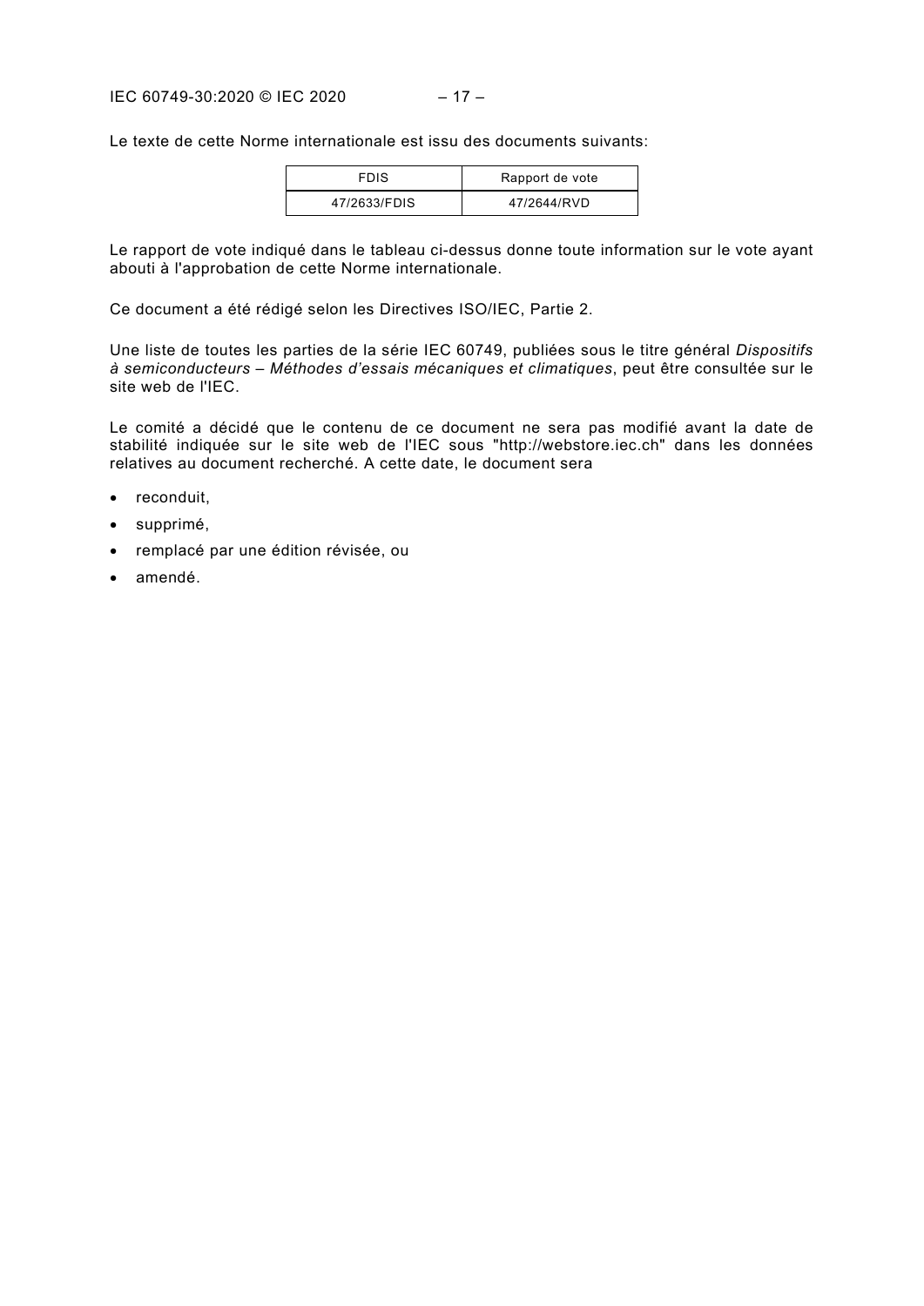Le texte de cette Norme internationale est issu des documents suivants:

| FDIS | Rapport de vote |
| --- | --- |
| 47/2633/FDIS | 47/2644/RVD |

Le rapport de vote indiqué dans le tableau ci-dessus donne toute information sur le vote ayant abouti à l'approbation de cette Norme internationale.

Ce document a été rédigé selon les Directives ISO/IEC, Partie 2.

Une liste de toutes les parties de la série IEC 60749, publiées sous le titre général *Dispositifs à semiconducteurs – Méthodes d'essais mécaniques et climatiques*, peut être consultée sur le site web de l'IEC.

Le comité a décidé que le contenu de ce document ne sera pas modifié avant la date de stabilité indiquée sur le site web de l'IEC sous "http://webstore.iec.ch" dans les données relatives au document recherché. A cette date, le document sera

- reconduit,
- supprimé,
- remplacé par une édition révisée, ou
- amendé.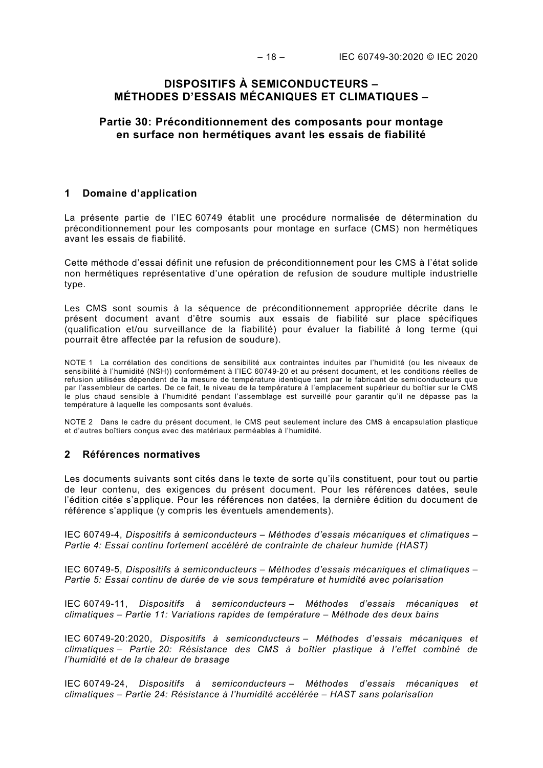# DISPOSITIFS À SEMICONDUCTEURS – MÉTHODES D'ESSAIS MÉCANIQUES ET CLIMATIQUES –

## Partie 30: Préconditionnement des composants pour montage en surface non hermétiques avant les essais de fiabilité

## 1 Domaine d'application

La présente partie de l'IEC 60749 établit une procédure normalisée de détermination du préconditionnement pour les composants pour montage en surface (CMS) non hermétiques avant les essais de fiabilité.

Cette méthode d'essai définit une refusion de préconditionnement pour les CMS à l'état solide non hermétiques représentative d'une opération de refusion de soudure multiple industrielle type.

Les CMS sont soumis à la séquence de préconditionnement appropriée décrite dans le présent document avant d'être soumis aux essais de fiabilité sur place spécifiques (qualification et/ou surveillance de la fiabilité) pour évaluer la fiabilité à long terme (qui pourrait être affectée par la refusion de soudure).

NOTE 1 La corrélation des conditions de sensibilité aux contraintes induites par l'humidité (ou les niveaux de sensibilité à l'humidité (NSH)) conformément à l'IEC 60749-20 et au présent document, et les conditions réelles de refusion utilisées dépendent de la mesure de température identique tant par le fabricant de semiconducteurs que par l'assembleur de cartes. De ce fait, le niveau de la température à l'emplacement supérieur du boîtier sur le CMS le plus chaud sensible à l'humidité pendant l'assemblage est surveillé pour garantir qu'il ne dépasse pas la température à laquelle les composants sont évalués.

NOTE 2 Dans le cadre du présent document, le CMS peut seulement inclure des CMS à encapsulation plastique et d'autres boîtiers conçus avec des matériaux perméables à l'humidité.

## 2 Références normatives

Les documents suivants sont cités dans le texte de sorte qu'ils constituent, pour tout ou partie de leur contenu, des exigences du présent document. Pour les références datées, seule l'édition citée s'applique. Pour les références non datées, la dernière édition du document de référence s'applique (y compris les éventuels amendements).

IEC 60749-4, *Dispositifs à semiconducteurs – Méthodes d'essais mécaniques et climatiques – Partie 4: Essai continu fortement accéléré de contrainte de chaleur humide (HAST)*

IEC 60749-5, *Dispositifs à semiconducteurs – Méthodes d'essais mécaniques et climatiques – Partie 5: Essai continu de durée de vie sous température et humidité avec polarisation*

IEC 60749-11, *Dispositifs à semiconducteurs – Méthodes d'essais mécaniques et climatiques – Partie 11: Variations rapides de température – Méthode des deux bains*

IEC 60749-20:2020, *Dispositifs à semiconducteurs – Méthodes d'essais mécaniques et climatiques – Partie 20: Résistance des CMS à boîtier plastique à l'effet combiné de l'humidité et de la chaleur de brasage*

IEC 60749-24, *Dispositifs à semiconducteurs – Méthodes d'essais mécaniques et climatiques – Partie 24: Résistance à l'humidité accélérée – HAST sans polarisation*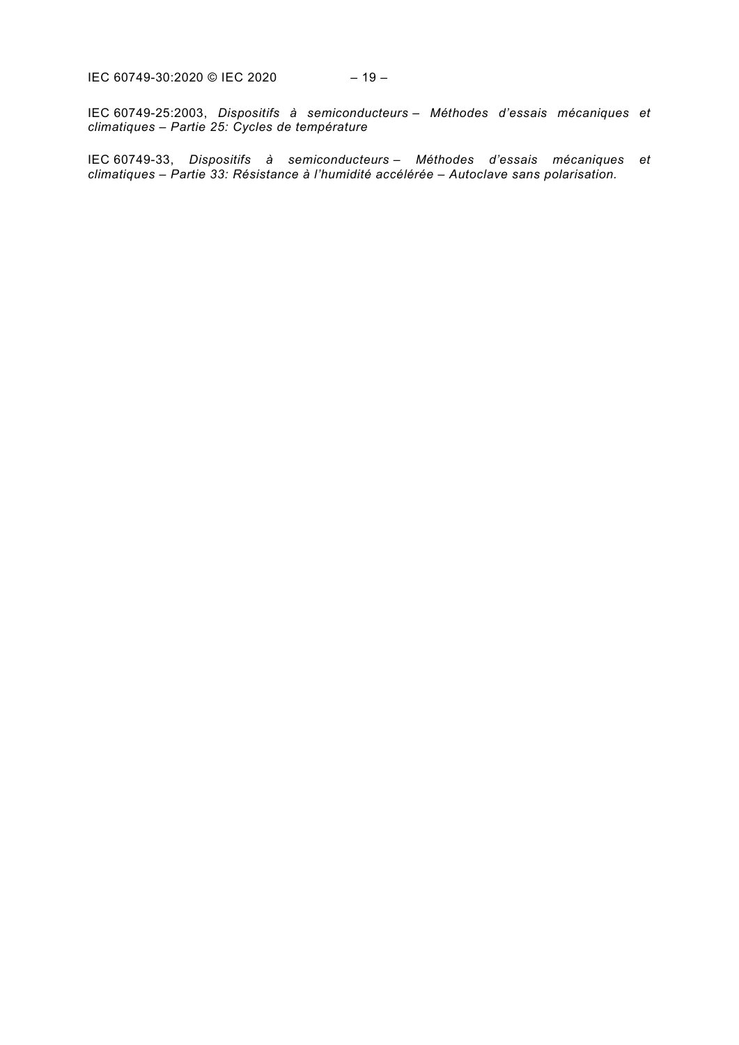IEC 60749-25:2003, *Dispositifs à semiconducteurs – Méthodes d'essais mécaniques et climatiques – Partie 25: Cycles de température*

IEC 60749-33, *Dispositifs à semiconducteurs – Méthodes d'essais mécaniques et climatiques – Partie 33: Résistance à l'humidité accélérée – Autoclave sans polarisation.*